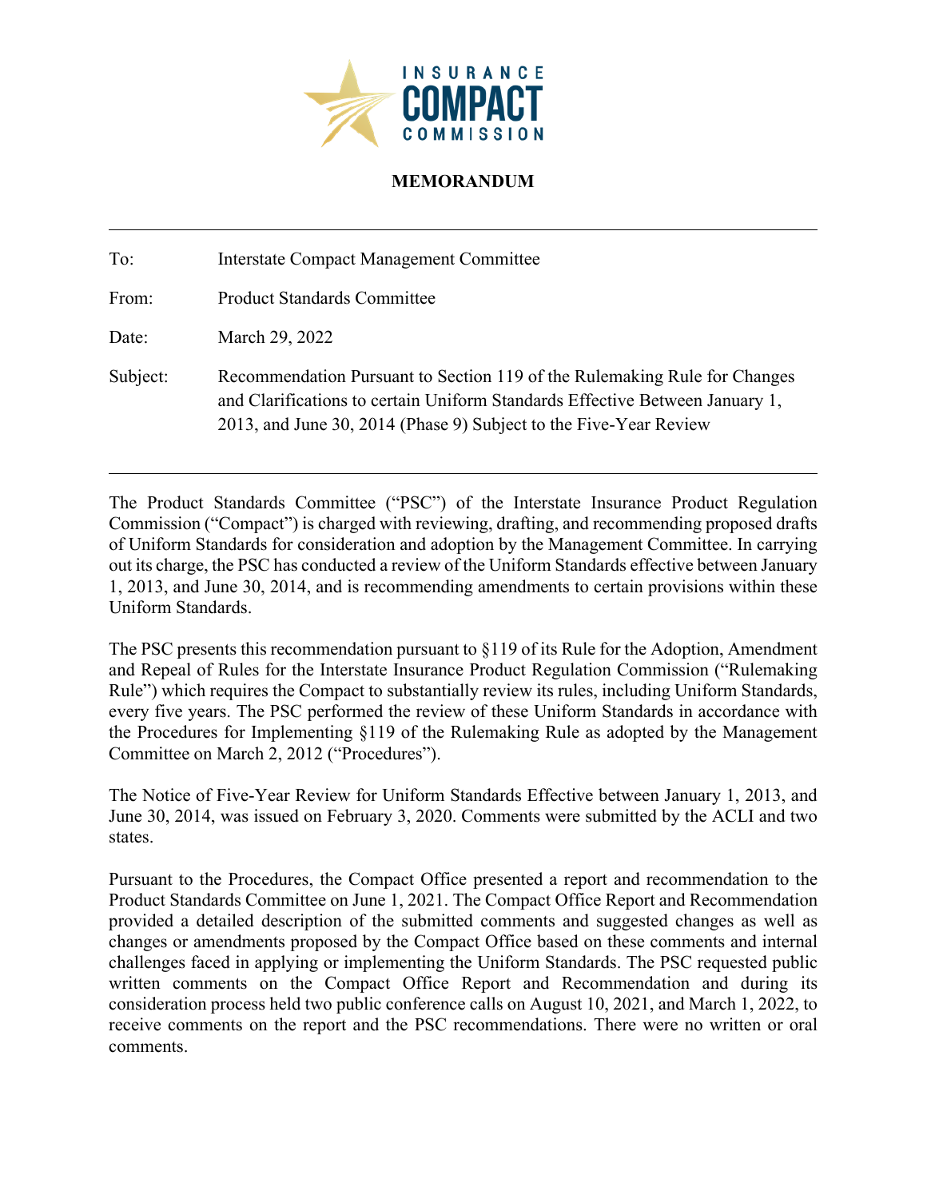INSURANCE COMPACT COMMISSION

# MEMORANDUM

| | |
|---|---|
| To: | Interstate Compact Management Committee |
| From: | Product Standards Committee |
| Date: | March 29, 2022 |
| Subject: | Recommendation Pursuant to Section 119 of the Rulemaking Rule for Changes and Clarifications to certain Uniform Standards Effective Between January 1, 2013, and June 30, 2014 (Phase 9) Subject to the Five-Year Review |

The Product Standards Committee ("PSC") of the Interstate Insurance Product Regulation Commission ("Compact") is charged with reviewing, drafting, and recommending proposed drafts of Uniform Standards for consideration and adoption by the Management Committee. In carrying out its charge, the PSC has conducted a review of the Uniform Standards effective between January 1, 2013, and June 30, 2014, and is recommending amendments to certain provisions within these Uniform Standards.

The PSC presents this recommendation pursuant to §119 of its Rule for the Adoption, Amendment and Repeal of Rules for the Interstate Insurance Product Regulation Commission ("Rulemaking Rule") which requires the Compact to substantially review its rules, including Uniform Standards, every five years. The PSC performed the review of these Uniform Standards in accordance with the Procedures for Implementing §119 of the Rulemaking Rule as adopted by the Management Committee on March 2, 2012 ("Procedures").

The Notice of Five-Year Review for Uniform Standards Effective between January 1, 2013, and June 30, 2014, was issued on February 3, 2020. Comments were submitted by the ACLI and two states.

Pursuant to the Procedures, the Compact Office presented a report and recommendation to the Product Standards Committee on June 1, 2021. The Compact Office Report and Recommendation provided a detailed description of the submitted comments and suggested changes as well as changes or amendments proposed by the Compact Office based on these comments and internal challenges faced in applying or implementing the Uniform Standards. The PSC requested public written comments on the Compact Office Report and Recommendation and during its consideration process held two public conference calls on August 10, 2021, and March 1, 2022, to receive comments on the report and the PSC recommendations. There were no written or oral comments.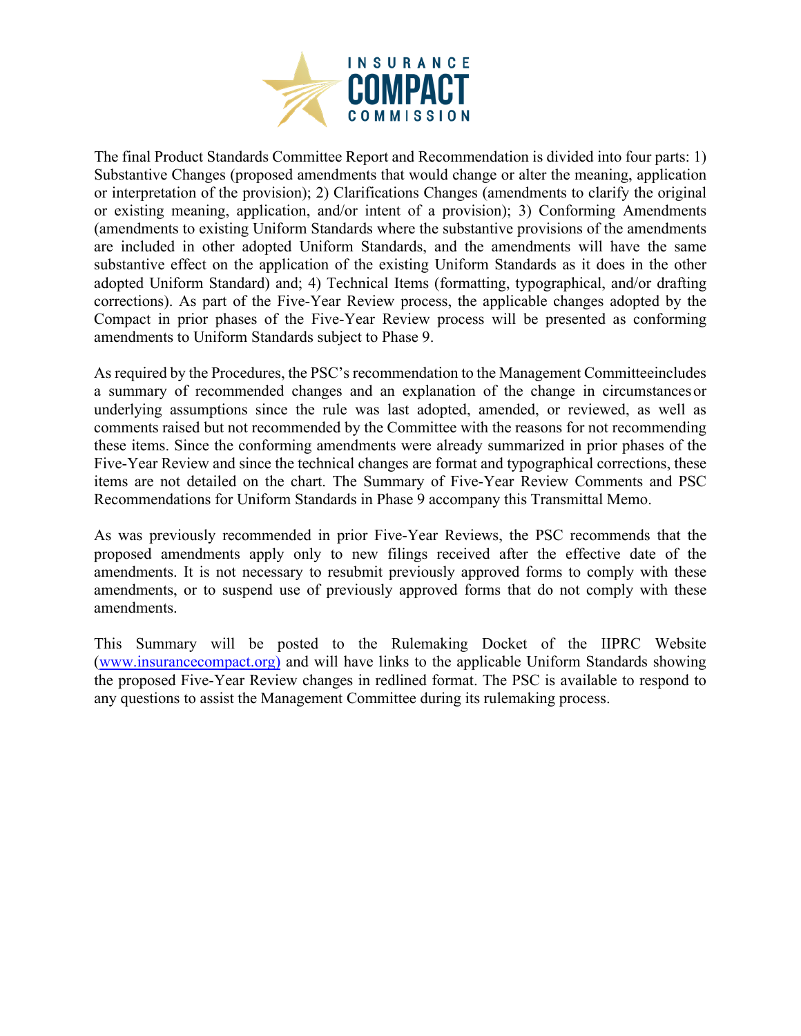The final Product Standards Committee Report and Recommendation is divided into four parts: 1) Substantive Changes (proposed amendments that would change or alter the meaning, application or interpretation of the provision); 2) Clarifications Changes (amendments to clarify the original or existing meaning, application, and/or intent of a provision); 3) Conforming Amendments (amendments to existing Uniform Standards where the substantive provisions of the amendments are included in other adopted Uniform Standards, and the amendments will have the same substantive effect on the application of the existing Uniform Standards as it does in the other adopted Uniform Standard) and; 4) Technical Items (formatting, typographical, and/or drafting corrections). As part of the Five-Year Review process, the applicable changes adopted by the Compact in prior phases of the Five-Year Review process will be presented as conforming amendments to Uniform Standards subject to Phase 9.

As required by the Procedures, the PSC's recommendation to the Management Committeeincludes a summary of recommended changes and an explanation of the change in circumstancesor underlying assumptions since the rule was last adopted, amended, or reviewed, as well as comments raised but not recommended by the Committee with the reasons for not recommending these items. Since the conforming amendments were already summarized in prior phases of the Five-Year Review and since the technical changes are format and typographical corrections, these items are not detailed on the chart. The Summary of Five-Year Review Comments and PSC Recommendations for Uniform Standards in Phase 9 accompany this Transmittal Memo.

As was previously recommended in prior Five-Year Reviews, the PSC recommends that the proposed amendments apply only to new filings received after the effective date of the amendments. It is not necessary to resubmit previously approved forms to comply with these amendments, or to suspend use of previously approved forms that do not comply with these amendments.

This Summary will be posted to the Rulemaking Docket of the IIPRC Website (www.insurancecompact.org) and will have links to the applicable Uniform Standards showing the proposed Five-Year Review changes in redlined format. The PSC is available to respond to any questions to assist the Management Committee during its rulemaking process.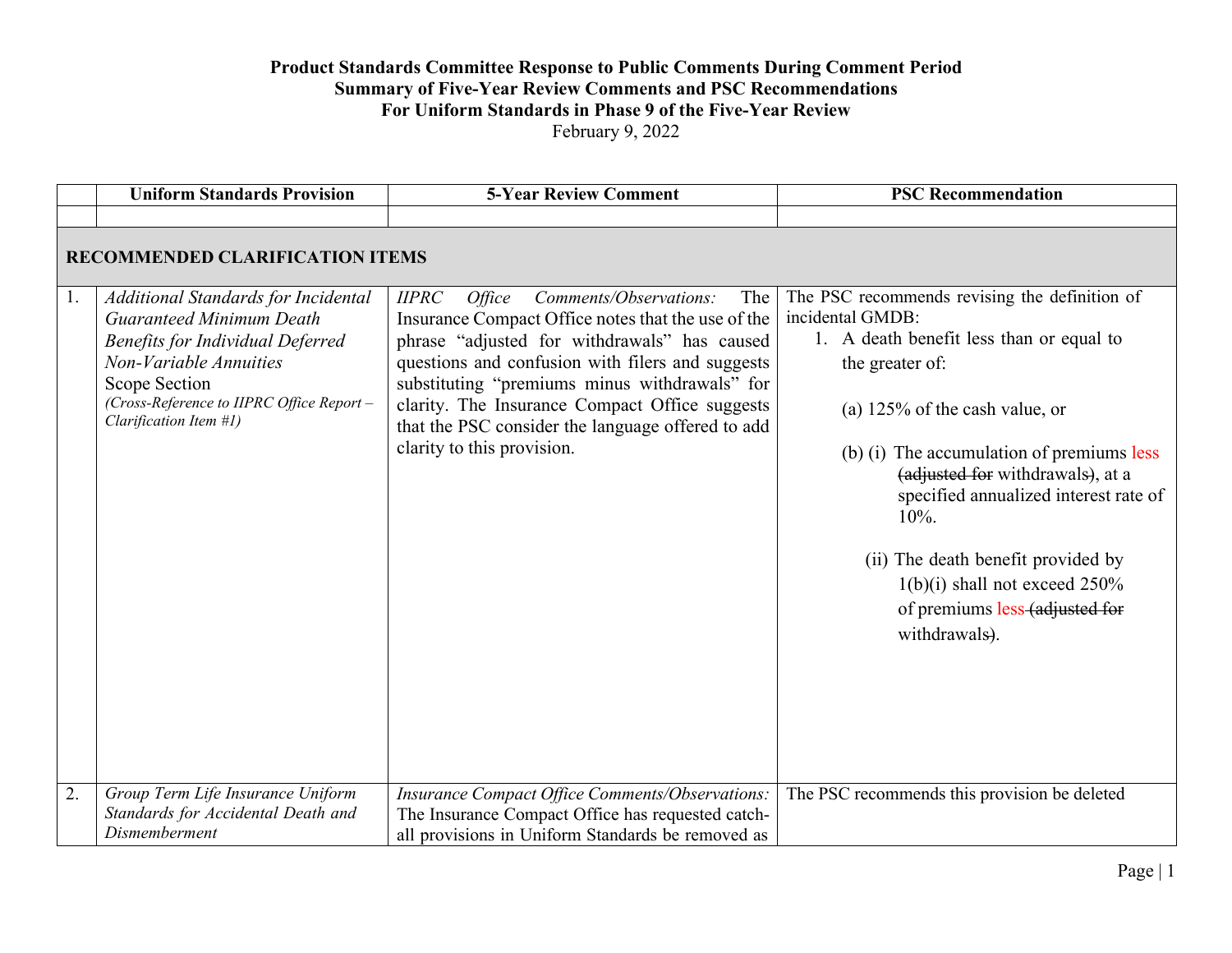**Product Standards Committee Response to Public Comments During Comment Period**
**Summary of Five-Year Review Comments and PSC Recommendations**
**For Uniform Standards in Phase 9 of the Five-Year Review**
February 9, 2022

| | Uniform Standards Provision | 5-Year Review Comment | PSC Recommendation |
|---|---|---|---|
| | | | |
| **RECOMMENDED CLARIFICATION ITEMS** | | | |
| 1. | *Additional Standards for Incidental Guaranteed Minimum Death Benefits for Individual Deferred Non-Variable Annuities*<br>Scope Section<br>*(Cross-Reference to IIPRC Office Report – Clarification Item #1)* | *IIPRC Office Comments/Observations:* The Insurance Compact Office notes that the use of the phrase "adjusted for withdrawals" has caused questions and confusion with filers and suggests substituting "premiums minus withdrawals" for clarity. The Insurance Compact Office suggests that the PSC consider the language offered to add clarity to this provision. | The PSC recommends revising the definition of incidental GMDB:<br>1. A death benefit less than or equal to the greater of:<br>(a) 125% of the cash value, or<br>(b) (i) The accumulation of premiums less ~~(adjusted for~~ withdrawals~~)~~, at a specified annualized interest rate of 10%.<br>(ii) The death benefit provided by 1(b)(i) shall not exceed 250% of premiums less ~~(adjusted for~~ withdrawals~~)~~. |
| 2. | *Group Term Life Insurance Uniform Standards for Accidental Death and Dismemberment* | *Insurance Compact Office Comments/Observations:* The Insurance Compact Office has requested catch-all provisions in Uniform Standards be removed as | The PSC recommends this provision be deleted |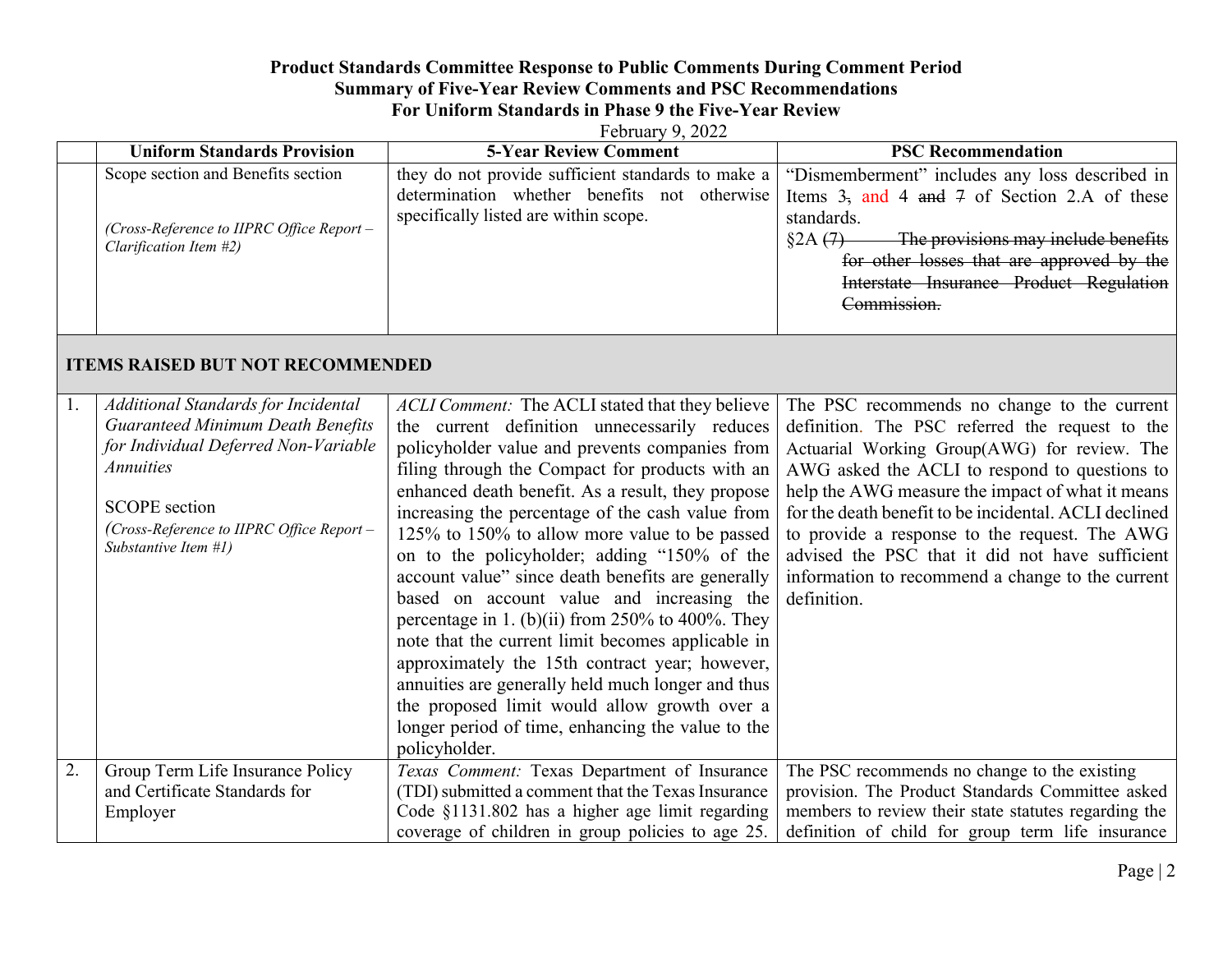# Product Standards Committee Response to Public Comments During Comment Period
## Summary of Five-Year Review Comments and PSC Recommendations
## For Uniform Standards in Phase 9 the Five-Year Review

February 9, 2022

| | Uniform Standards Provision | 5-Year Review Comment | PSC Recommendation |
|---|---|---|---|
| | Scope section and Benefits section<br><br>*(Cross-Reference to IIPRC Office Report – Clarification Item #2)* | they do not provide sufficient standards to make a determination whether benefits not otherwise specifically listed are within scope. | "Dismemberment" includes any loss described in Items 3~~,~~ and 4 ~~and~~ ~~7~~ of Section 2.A of these standards.<br>§2A ~~(7) The provisions may include benefits for other losses that are approved by the Interstate Insurance Product Regulation Commission.~~ |
| **ITEMS RAISED BUT NOT RECOMMENDED** | | | |
| 1. | *Additional Standards for Incidental Guaranteed Minimum Death Benefits for Individual Deferred Non-Variable Annuities*<br><br>SCOPE section<br>*(Cross-Reference to IIPRC Office Report – Substantive Item #1)* | *ACLI Comment:* The ACLI stated that they believe the current definition unnecessarily reduces policyholder value and prevents companies from filing through the Compact for products with an enhanced death benefit. As a result, they propose increasing the percentage of the cash value from 125% to 150% to allow more value to be passed on to the policyholder; adding "150% of the account value" since death benefits are generally based on account value and increasing the percentage in 1. (b)(ii) from 250% to 400%. They note that the current limit becomes applicable in approximately the 15th contract year; however, annuities are generally held much longer and thus the proposed limit would allow growth over a longer period of time, enhancing the value to the policyholder. | The PSC recommends no change to the current definition. The PSC referred the request to the Actuarial Working Group(AWG) for review. The AWG asked the ACLI to respond to questions to help the AWG measure the impact of what it means for the death benefit to be incidental. ACLI declined to provide a response to the request. The AWG advised the PSC that it did not have sufficient information to recommend a change to the current definition. |
| 2. | Group Term Life Insurance Policy and Certificate Standards for Employer | *Texas Comment:* Texas Department of Insurance (TDI) submitted a comment that the Texas Insurance Code §1131.802 has a higher age limit regarding coverage of children in group policies to age 25. | The PSC recommends no change to the existing provision. The Product Standards Committee asked members to review their state statutes regarding the definition of child for group term life insurance |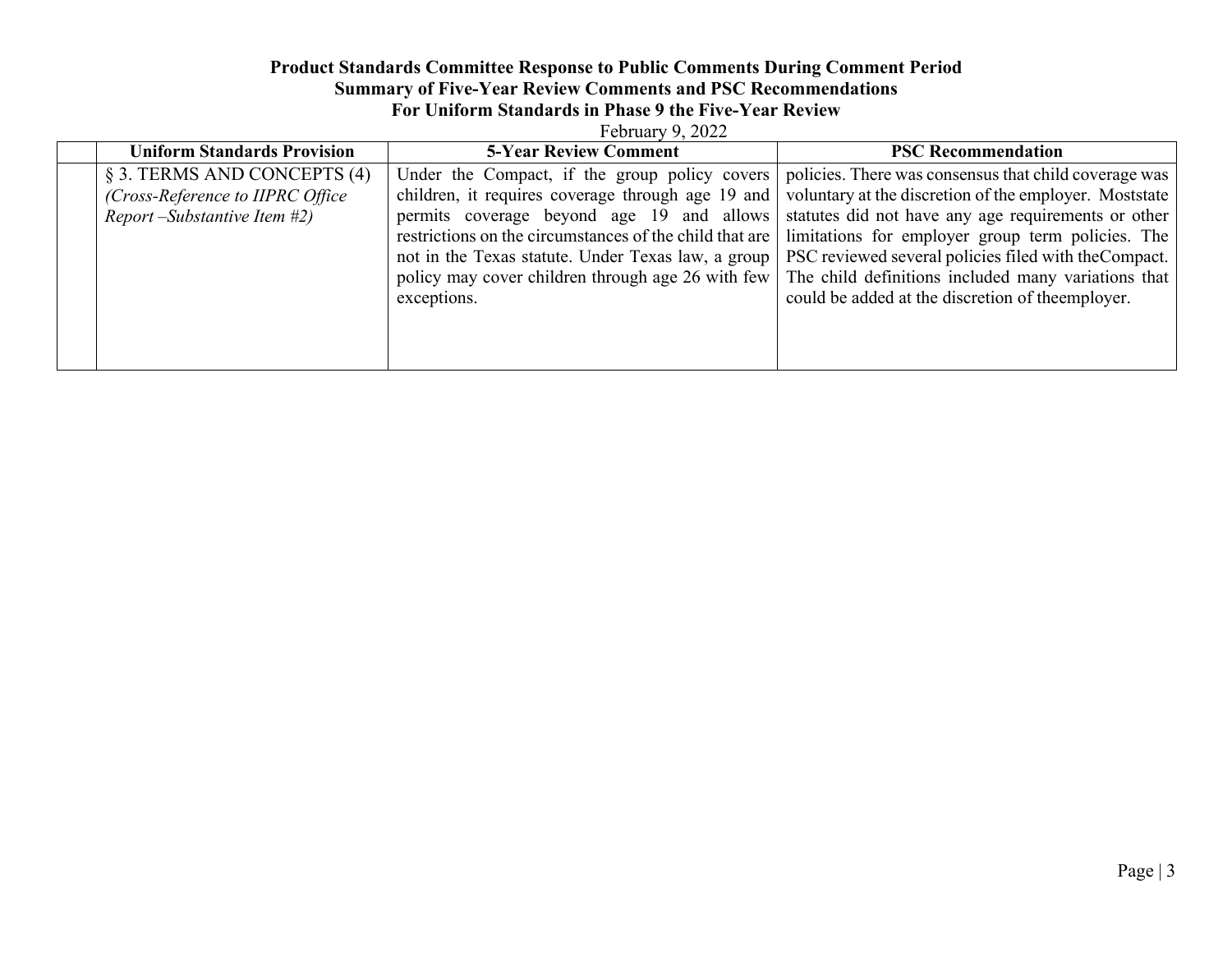**Product Standards Committee Response to Public Comments During Comment Period**
**Summary of Five-Year Review Comments and PSC Recommendations**
**For Uniform Standards in Phase 9 the Five-Year Review**
February 9, 2022

| | Uniform Standards Provision | 5-Year Review Comment | PSC Recommendation |
|---|---|---|---|
| | § 3. TERMS AND CONCEPTS (4) *(Cross-Reference to IIPRC Office Report –Substantive Item #2)* | Under the Compact, if the group policy covers children, it requires coverage through age 19 and permits coverage beyond age 19 and allows restrictions on the circumstances of the child that are not in the Texas statute. Under Texas law, a group policy may cover children through age 26 with few exceptions. | policies. There was consensus that child coverage was voluntary at the discretion of the employer. Moststate statutes did not have any age requirements or other limitations for employer group term policies. The PSC reviewed several policies filed with theCompact. The child definitions included many variations that could be added at the discretion of theemployer. |